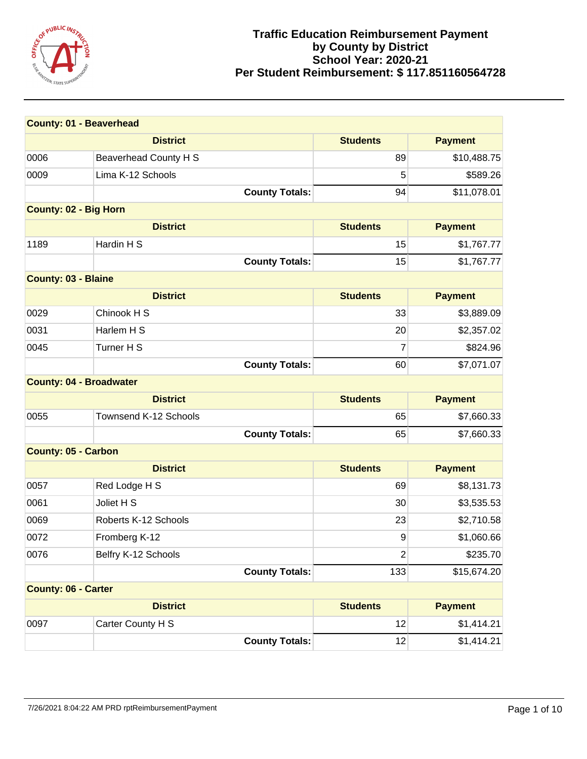# Traffic Education Reimbursement Payment by County by District School Year: 2020-21 Per Student Reimbursement: $ 117.851160564728

| County: 01 - Beaverhead | | | |
|---|---|---|---|
| District | | Students | Payment |
| 0006 | Beaverhead County H S | 89 | $10,488.75 |
| 0009 | Lima K-12 Schools | 5 | $589.26 |
| | County Totals: | 94 | $11,078.01 |

| County: 02 - Big Horn | | | |
|---|---|---|---|
| District | | Students | Payment |
| 1189 | Hardin H S | 15 | $1,767.77 |
| | County Totals: | 15 | $1,767.77 |

| County: 03 - Blaine | | | |
|---|---|---|---|
| District | | Students | Payment |
| 0029 | Chinook H S | 33 | $3,889.09 |
| 0031 | Harlem H S | 20 | $2,357.02 |
| 0045 | Turner H S | 7 | $824.96 |
| | County Totals: | 60 | $7,071.07 |

| County: 04 - Broadwater | | | |
|---|---|---|---|
| District | | Students | Payment |
| 0055 | Townsend K-12 Schools | 65 | $7,660.33 |
| | County Totals: | 65 | $7,660.33 |

| County: 05 - Carbon | | | |
|---|---|---|---|
| District | | Students | Payment |
| 0057 | Red Lodge H S | 69 | $8,131.73 |
| 0061 | Joliet H S | 30 | $3,535.53 |
| 0069 | Roberts K-12 Schools | 23 | $2,710.58 |
| 0072 | Fromberg K-12 | 9 | $1,060.66 |
| 0076 | Belfry K-12 Schools | 2 | $235.70 |
| | County Totals: | 133 | $15,674.20 |

| County: 06 - Carter | | | |
|---|---|---|---|
| District | | Students | Payment |
| 0097 | Carter County H S | 12 | $1,414.21 |
| | County Totals: | 12 | $1,414.21 |

7/26/2021 8:04:22 AM PRD rptReimbursementPayment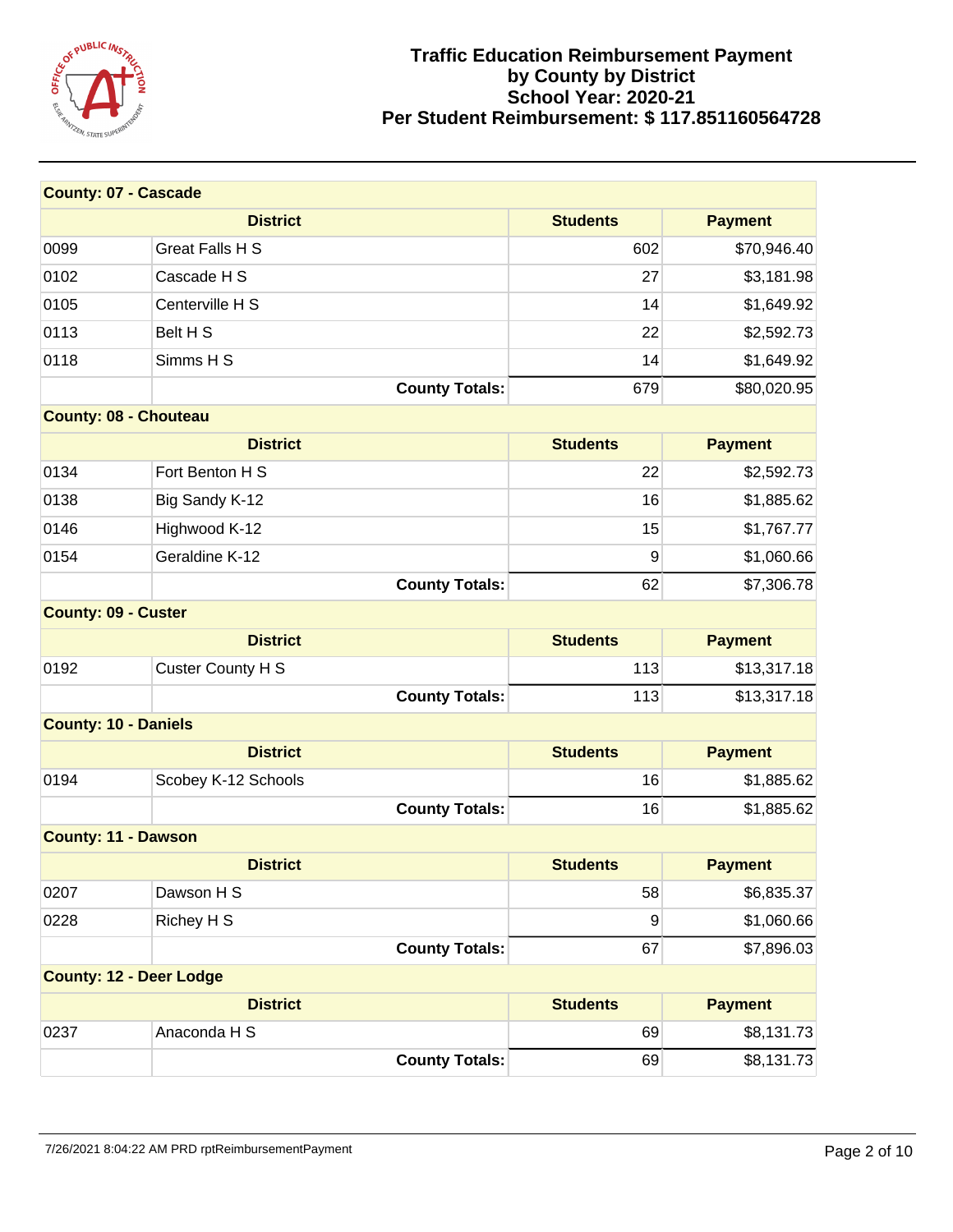# Traffic Education Reimbursement Payment by County by District
## School Year: 2020-21
## Per Student Reimbursement: $ 117.851160564728

| County: 07 - Cascade | | | |
|---|---|---|---|
| District | | Students | Payment |
| 0099 | Great Falls H S | 602 | $70,946.40 |
| 0102 | Cascade H S | 27 | $3,181.98 |
| 0105 | Centerville H S | 14 | $1,649.92 |
| 0113 | Belt H S | 22 | $2,592.73 |
| 0118 | Simms H S | 14 | $1,649.92 |
| | **County Totals:** | 679 | $80,020.95 |
| **County: 08 - Chouteau** | | | |
| District | | Students | Payment |
| 0134 | Fort Benton H S | 22 | $2,592.73 |
| 0138 | Big Sandy K-12 | 16 | $1,885.62 |
| 0146 | Highwood K-12 | 15 | $1,767.77 |
| 0154 | Geraldine K-12 | 9 | $1,060.66 |
| | **County Totals:** | 62 | $7,306.78 |
| **County: 09 - Custer** | | | |
| District | | Students | Payment |
| 0192 | Custer County H S | 113 | $13,317.18 |
| | **County Totals:** | 113 | $13,317.18 |
| **County: 10 - Daniels** | | | |
| District | | Students | Payment |
| 0194 | Scobey K-12 Schools | 16 | $1,885.62 |
| | **County Totals:** | 16 | $1,885.62 |
| **County: 11 - Dawson** | | | |
| District | | Students | Payment |
| 0207 | Dawson H S | 58 | $6,835.37 |
| 0228 | Richey H S | 9 | $1,060.66 |
| | **County Totals:** | 67 | $7,896.03 |
| **County: 12 - Deer Lodge** | | | |
| District | | Students | Payment |
| 0237 | Anaconda H S | 69 | $8,131.73 |
| | **County Totals:** | 69 | $8,131.73 |

7/26/2021 8:04:22 AM PRD rptReimbursementPayment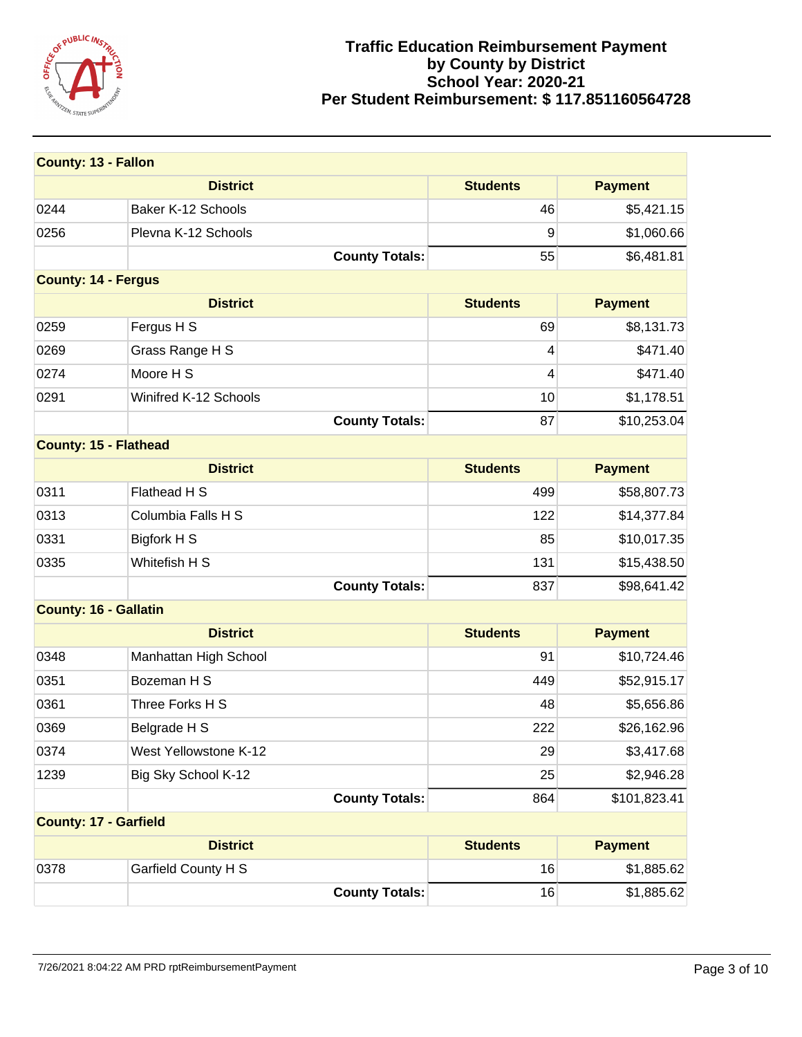# Traffic Education Reimbursement Payment by County by District School Year: 2020-21 Per Student Reimbursement: $ 117.851160564728

| County: 13 - Fallon | | | |
|---|---|---|---|
| District | | Students | Payment |
| 0244 | Baker K-12 Schools | 46 | $5,421.15 |
| 0256 | Plevna K-12 Schools | 9 | $1,060.66 |
| | **County Totals:** | 55 | $6,481.81 |

| County: 14 - Fergus | | | |
|---|---|---|---|
| District | | Students | Payment |
| 0259 | Fergus H S | 69 | $8,131.73 |
| 0269 | Grass Range H S | 4 | $471.40 |
| 0274 | Moore H S | 4 | $471.40 |
| 0291 | Winifred K-12 Schools | 10 | $1,178.51 |
| | **County Totals:** | 87 | $10,253.04 |

| County: 15 - Flathead | | | |
|---|---|---|---|
| District | | Students | Payment |
| 0311 | Flathead H S | 499 | $58,807.73 |
| 0313 | Columbia Falls H S | 122 | $14,377.84 |
| 0331 | Bigfork H S | 85 | $10,017.35 |
| 0335 | Whitefish H S | 131 | $15,438.50 |
| | **County Totals:** | 837 | $98,641.42 |

| County: 16 - Gallatin | | | |
|---|---|---|---|
| District | | Students | Payment |
| 0348 | Manhattan High School | 91 | $10,724.46 |
| 0351 | Bozeman H S | 449 | $52,915.17 |
| 0361 | Three Forks H S | 48 | $5,656.86 |
| 0369 | Belgrade H S | 222 | $26,162.96 |
| 0374 | West Yellowstone K-12 | 29 | $3,417.68 |
| 1239 | Big Sky School K-12 | 25 | $2,946.28 |
| | **County Totals:** | 864 | $101,823.41 |

| County: 17 - Garfield | | | |
|---|---|---|---|
| District | | Students | Payment |
| 0378 | Garfield County H S | 16 | $1,885.62 |
| | **County Totals:** | 16 | $1,885.62 |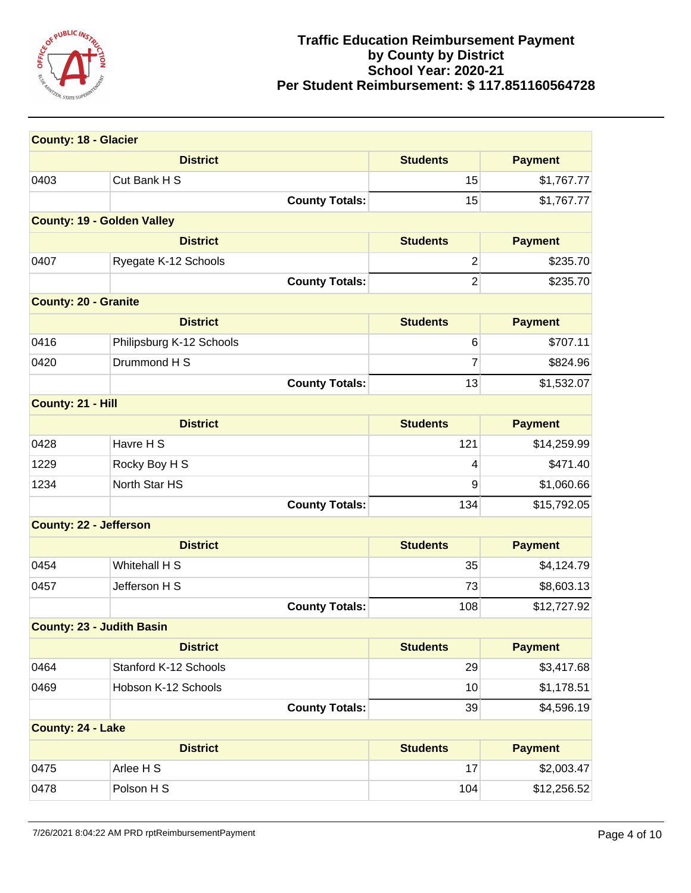# Traffic Education Reimbursement Payment by County by District School Year: 2020-21 Per Student Reimbursement: $ 117.851160564728

| County: 18 - Glacier | | | |
|---|---|---|---|
| **District** | | **Students** | **Payment** |
| 0403 | Cut Bank H S | 15 | $1,767.77 |
| | **County Totals:** | 15 | $1,767.77 |

| County: 19 - Golden Valley | | | |
|---|---|---|---|
| **District** | | **Students** | **Payment** |
| 0407 | Ryegate K-12 Schools | 2 | $235.70 |
| | **County Totals:** | 2 | $235.70 |

| County: 20 - Granite | | | |
|---|---|---|---|
| **District** | | **Students** | **Payment** |
| 0416 | Philipsburg K-12 Schools | 6 | $707.11 |
| 0420 | Drummond H S | 7 | $824.96 |
| | **County Totals:** | 13 | $1,532.07 |

| County: 21 - Hill | | | |
|---|---|---|---|
| **District** | | **Students** | **Payment** |
| 0428 | Havre H S | 121 | $14,259.99 |
| 1229 | Rocky Boy H S | 4 | $471.40 |
| 1234 | North Star HS | 9 | $1,060.66 |
| | **County Totals:** | 134 | $15,792.05 |

| County: 22 - Jefferson | | | |
|---|---|---|---|
| **District** | | **Students** | **Payment** |
| 0454 | Whitehall H S | 35 | $4,124.79 |
| 0457 | Jefferson H S | 73 | $8,603.13 |
| | **County Totals:** | 108 | $12,727.92 |

| County: 23 - Judith Basin | | | |
|---|---|---|---|
| **District** | | **Students** | **Payment** |
| 0464 | Stanford K-12 Schools | 29 | $3,417.68 |
| 0469 | Hobson K-12 Schools | 10 | $1,178.51 |
| | **County Totals:** | 39 | $4,596.19 |

| County: 24 - Lake | | | |
|---|---|---|---|
| **District** | | **Students** | **Payment** |
| 0475 | Arlee H S | 17 | $2,003.47 |
| 0478 | Polson H S | 104 | $12,256.52 |

7/26/2021 8:04:22 AM PRD rptReimbursementPayment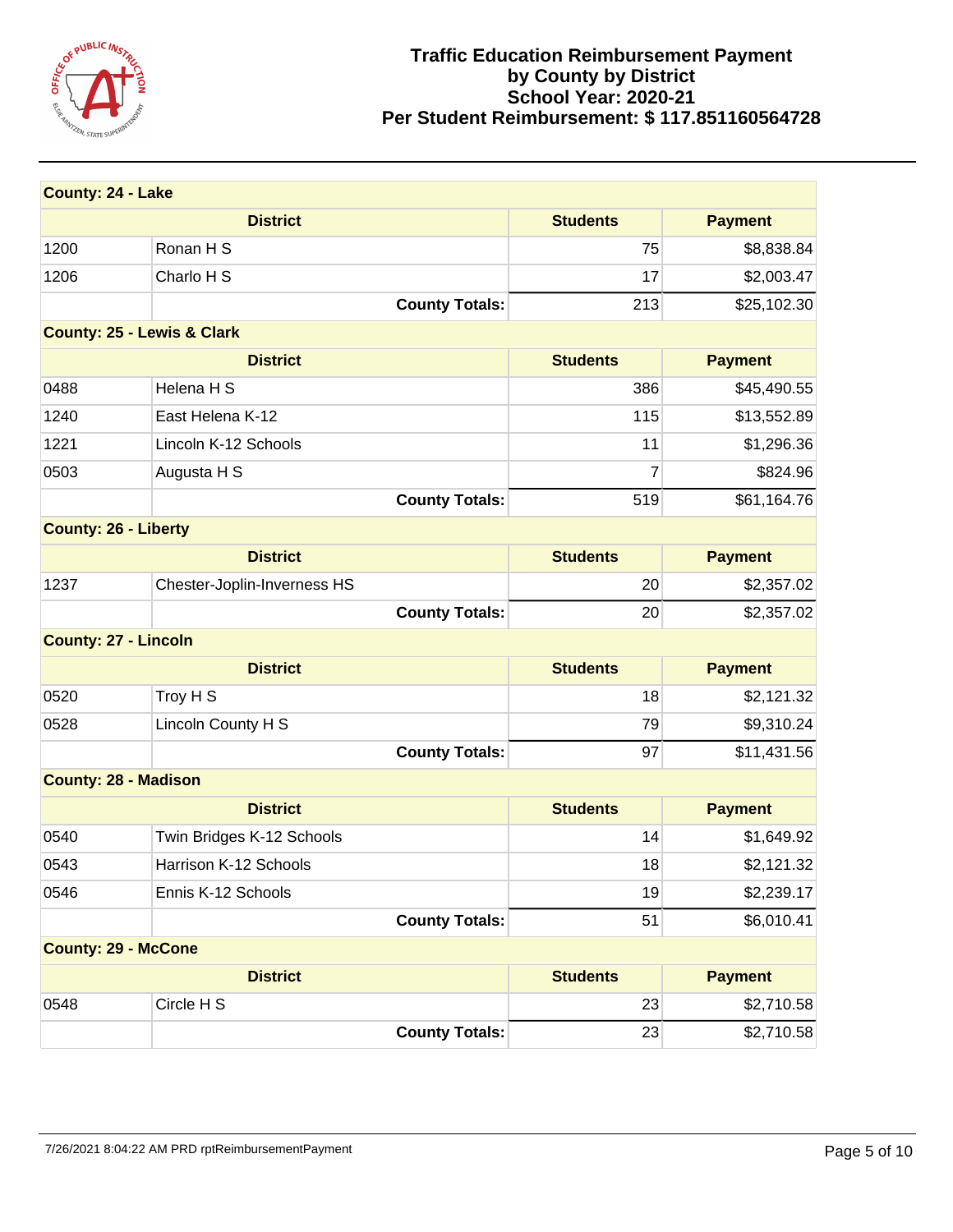# Traffic Education Reimbursement Payment by County by District School Year: 2020-21 Per Student Reimbursement: $ 117.851160564728

| County: 24 - Lake | | | |
|---|---|---|---|
| District | | Students | Payment |
| 1200 | Ronan H S | 75 | $8,838.84 |
| 1206 | Charlo H S | 17 | $2,003.47 |
| | County Totals: | 213 | $25,102.30 |

| County: 25 - Lewis & Clark | | | |
|---|---|---|---|
| District | | Students | Payment |
| 0488 | Helena H S | 386 | $45,490.55 |
| 1240 | East Helena K-12 | 115 | $13,552.89 |
| 1221 | Lincoln K-12 Schools | 11 | $1,296.36 |
| 0503 | Augusta H S | 7 | $824.96 |
| | County Totals: | 519 | $61,164.76 |

| County: 26 - Liberty | | | |
|---|---|---|---|
| District | | Students | Payment |
| 1237 | Chester-Joplin-Inverness HS | 20 | $2,357.02 |
| | County Totals: | 20 | $2,357.02 |

| County: 27 - Lincoln | | | |
|---|---|---|---|
| District | | Students | Payment |
| 0520 | Troy H S | 18 | $2,121.32 |
| 0528 | Lincoln County H S | 79 | $9,310.24 |
| | County Totals: | 97 | $11,431.56 |

| County: 28 - Madison | | | |
|---|---|---|---|
| District | | Students | Payment |
| 0540 | Twin Bridges K-12 Schools | 14 | $1,649.92 |
| 0543 | Harrison K-12 Schools | 18 | $2,121.32 |
| 0546 | Ennis K-12 Schools | 19 | $2,239.17 |
| | County Totals: | 51 | $6,010.41 |

| County: 29 - McCone | | | |
|---|---|---|---|
| District | | Students | Payment |
| 0548 | Circle H S | 23 | $2,710.58 |
| | County Totals: | 23 | $2,710.58 |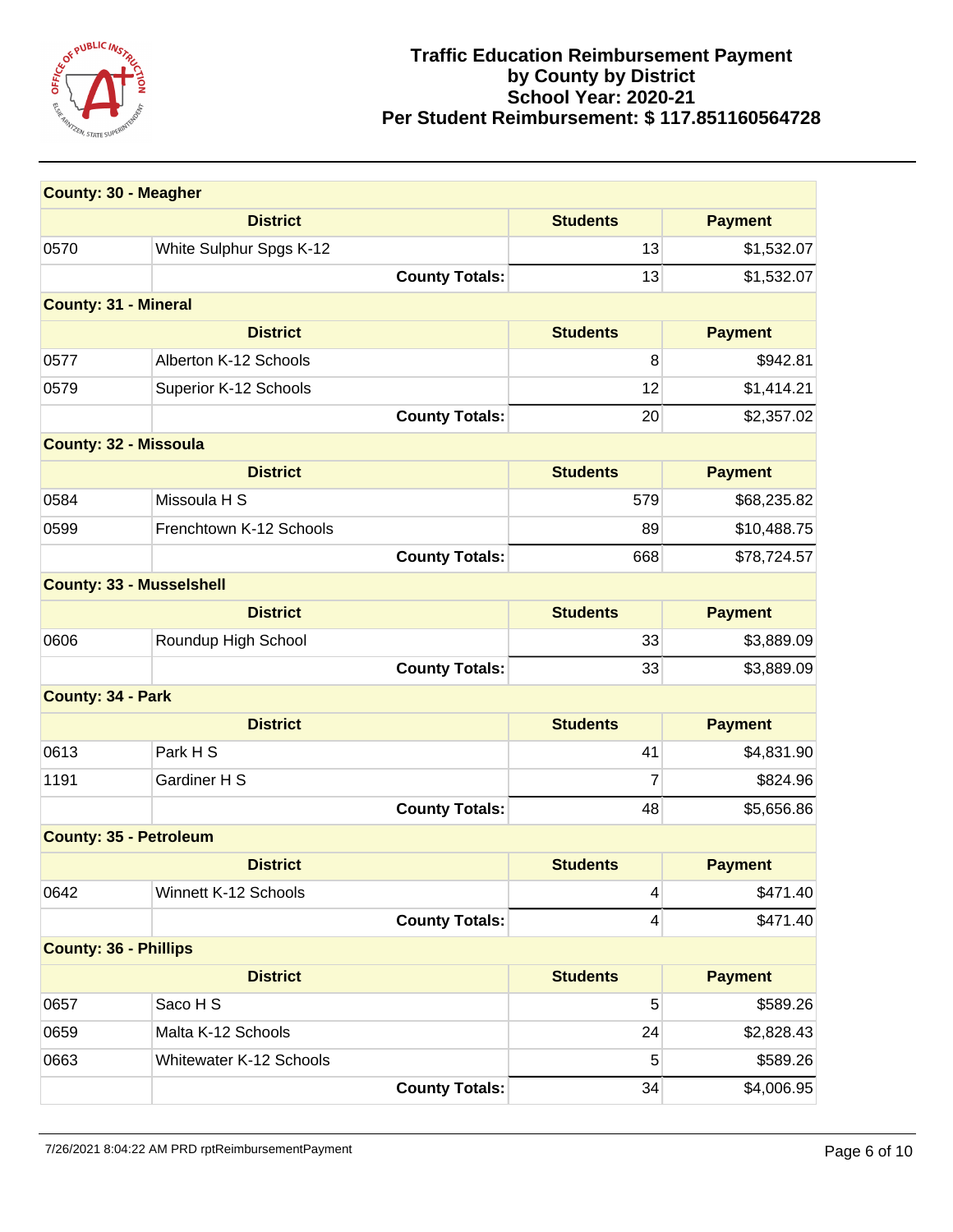# Traffic Education Reimbursement Payment by County by District
## School Year: 2020-21
## Per Student Reimbursement: $ 117.851160564728

| County: 30 - Meagher | | | |
|---|---|---|---|
| District | | Students | Payment |
| 0570 | White Sulphur Spgs K-12 | 13 | $1,532.07 |
| | County Totals: | 13 | $1,532.07 |

| County: 31 - Mineral | | | |
|---|---|---|---|
| District | | Students | Payment |
| 0577 | Alberton K-12 Schools | 8 | $942.81 |
| 0579 | Superior K-12 Schools | 12 | $1,414.21 |
| | County Totals: | 20 | $2,357.02 |

| County: 32 - Missoula | | | |
|---|---|---|---|
| District | | Students | Payment |
| 0584 | Missoula H S | 579 | $68,235.82 |
| 0599 | Frenchtown K-12 Schools | 89 | $10,488.75 |
| | County Totals: | 668 | $78,724.57 |

| County: 33 - Musselshell | | | |
|---|---|---|---|
| District | | Students | Payment |
| 0606 | Roundup High School | 33 | $3,889.09 |
| | County Totals: | 33 | $3,889.09 |

| County: 34 - Park | | | |
|---|---|---|---|
| District | | Students | Payment |
| 0613 | Park H S | 41 | $4,831.90 |
| 1191 | Gardiner H S | 7 | $824.96 |
| | County Totals: | 48 | $5,656.86 |

| County: 35 - Petroleum | | | |
|---|---|---|---|
| District | | Students | Payment |
| 0642 | Winnett K-12 Schools | 4 | $471.40 |
| | County Totals: | 4 | $471.40 |

| County: 36 - Phillips | | | |
|---|---|---|---|
| District | | Students | Payment |
| 0657 | Saco H S | 5 | $589.26 |
| 0659 | Malta K-12 Schools | 24 | $2,828.43 |
| 0663 | Whitewater K-12 Schools | 5 | $589.26 |
| | County Totals: | 34 | $4,006.95 |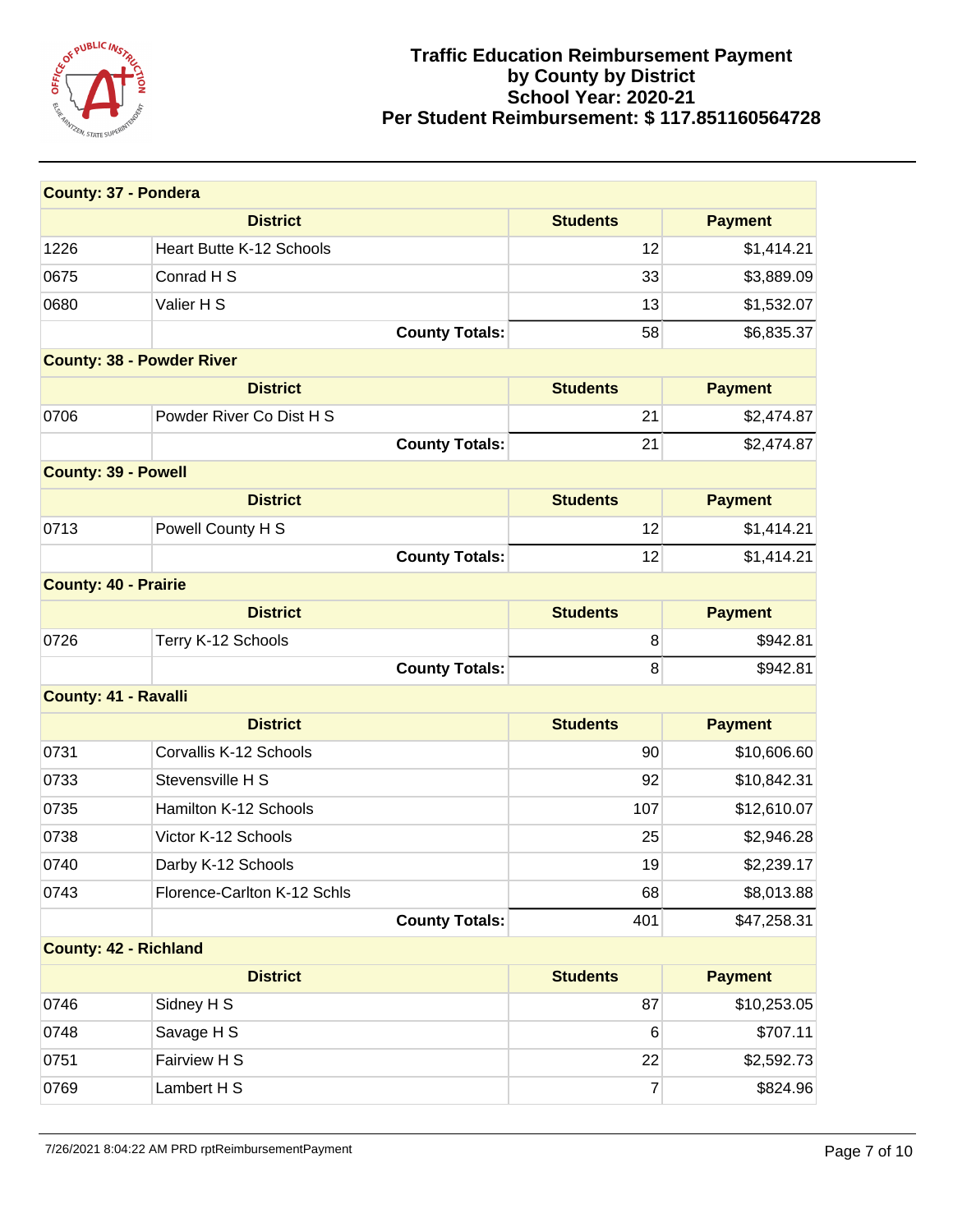# Traffic Education Reimbursement Payment by County by District School Year: 2020-21 Per Student Reimbursement: $ 117.851160564728

**County: 37 - Pondera**

| District | | Students | Payment |
|---|---|---|---|
| 1226 | Heart Butte K-12 Schools | 12 | $1,414.21 |
| 0675 | Conrad H S | 33 | $3,889.09 |
| 0680 | Valier H S | 13 | $1,532.07 |
| | **County Totals:** | 58 | $6,835.37 |

**County: 38 - Powder River**

| District | | Students | Payment |
|---|---|---|---|
| 0706 | Powder River Co Dist H S | 21 | $2,474.87 |
| | **County Totals:** | 21 | $2,474.87 |

**County: 39 - Powell**

| District | | Students | Payment |
|---|---|---|---|
| 0713 | Powell County H S | 12 | $1,414.21 |
| | **County Totals:** | 12 | $1,414.21 |

**County: 40 - Prairie**

| District | | Students | Payment |
|---|---|---|---|
| 0726 | Terry K-12 Schools | 8 | $942.81 |
| | **County Totals:** | 8 | $942.81 |

**County: 41 - Ravalli**

| District | | Students | Payment |
|---|---|---|---|
| 0731 | Corvallis K-12 Schools | 90 | $10,606.60 |
| 0733 | Stevensville H S | 92 | $10,842.31 |
| 0735 | Hamilton K-12 Schools | 107 | $12,610.07 |
| 0738 | Victor K-12 Schools | 25 | $2,946.28 |
| 0740 | Darby K-12 Schools | 19 | $2,239.17 |
| 0743 | Florence-Carlton K-12 Schls | 68 | $8,013.88 |
| | **County Totals:** | 401 | $47,258.31 |

**County: 42 - Richland**

| District | | Students | Payment |
|---|---|---|---|
| 0746 | Sidney H S | 87 | $10,253.05 |
| 0748 | Savage H S | 6 | $707.11 |
| 0751 | Fairview H S | 22 | $2,592.73 |
| 0769 | Lambert H S | 7 | $824.96 |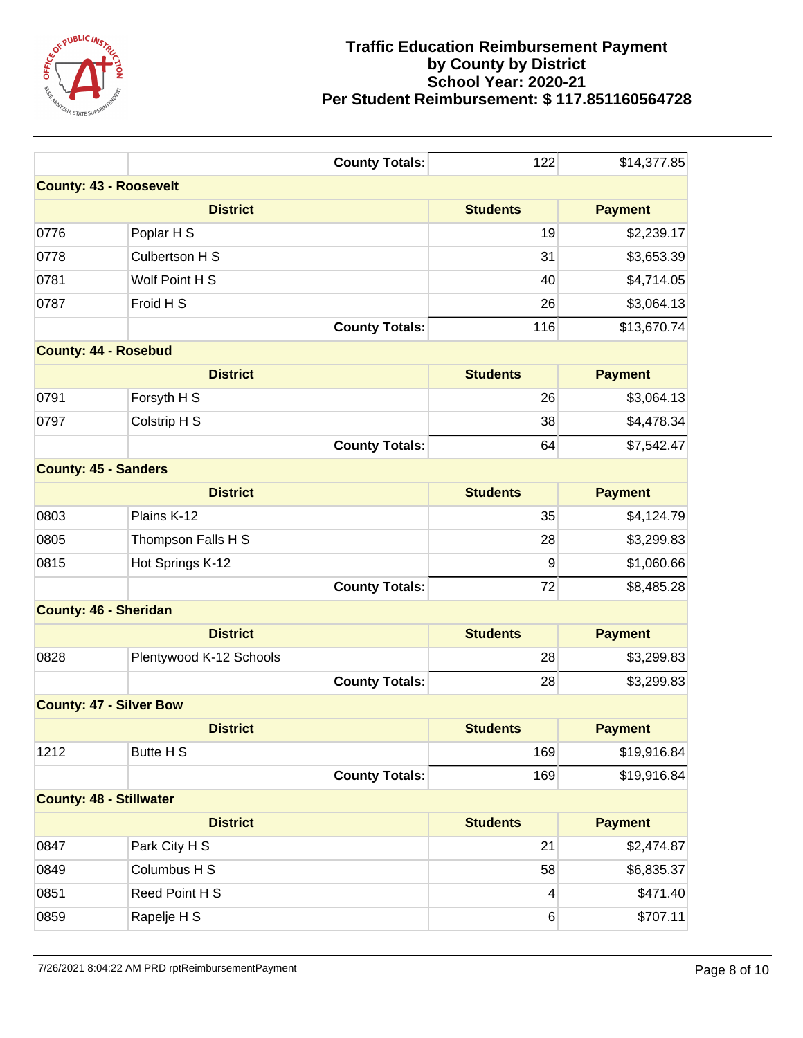# Traffic Education Reimbursement Payment by County by District School Year: 2020-21 Per Student Reimbursement: $ 117.851160564728

| | | Students | Payment |
|---|---|---|---|
| | **County Totals:** | 122 | $14,377.85 |
| **County: 43 - Roosevelt** | | | |
| **District** | | **Students** | **Payment** |
| 0776 | Poplar H S | 19 | $2,239.17 |
| 0778 | Culbertson H S | 31 | $3,653.39 |
| 0781 | Wolf Point H S | 40 | $4,714.05 |
| 0787 | Froid H S | 26 | $3,064.13 |
| | **County Totals:** | 116 | $13,670.74 |
| **County: 44 - Rosebud** | | | |
| **District** | | **Students** | **Payment** |
| 0791 | Forsyth H S | 26 | $3,064.13 |
| 0797 | Colstrip H S | 38 | $4,478.34 |
| | **County Totals:** | 64 | $7,542.47 |
| **County: 45 - Sanders** | | | |
| **District** | | **Students** | **Payment** |
| 0803 | Plains K-12 | 35 | $4,124.79 |
| 0805 | Thompson Falls H S | 28 | $3,299.83 |
| 0815 | Hot Springs K-12 | 9 | $1,060.66 |
| | **County Totals:** | 72 | $8,485.28 |
| **County: 46 - Sheridan** | | | |
| **District** | | **Students** | **Payment** |
| 0828 | Plentywood K-12 Schools | 28 | $3,299.83 |
| | **County Totals:** | 28 | $3,299.83 |
| **County: 47 - Silver Bow** | | | |
| **District** | | **Students** | **Payment** |
| 1212 | Butte H S | 169 | $19,916.84 |
| | **County Totals:** | 169 | $19,916.84 |
| **County: 48 - Stillwater** | | | |
| **District** | | **Students** | **Payment** |
| 0847 | Park City H S | 21 | $2,474.87 |
| 0849 | Columbus H S | 58 | $6,835.37 |
| 0851 | Reed Point H S | 4 | $471.40 |
| 0859 | Rapelje H S | 6 | $707.11 |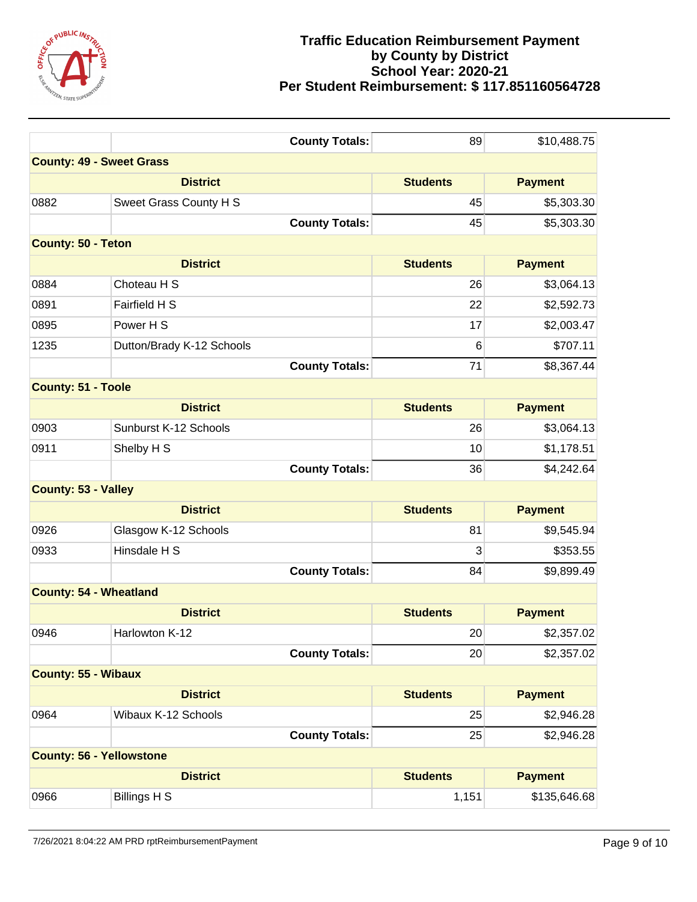# Traffic Education Reimbursement Payment
# by County by District
# School Year: 2020-21
# Per Student Reimbursement: $ 117.851160564728

| | | | |
|---|---|---|---|
| | **County Totals:** | 89 | $10,488.75 |
| **County: 49 - Sweet Grass** | | | |
| | **District** | **Students** | **Payment** |
| 0882 | Sweet Grass County H S | 45 | $5,303.30 |
| | **County Totals:** | 45 | $5,303.30 |
| **County: 50 - Teton** | | | |
| | **District** | **Students** | **Payment** |
| 0884 | Choteau H S | 26 | $3,064.13 |
| 0891 | Fairfield H S | 22 | $2,592.73 |
| 0895 | Power H S | 17 | $2,003.47 |
| 1235 | Dutton/Brady K-12 Schools | 6 | $707.11 |
| | **County Totals:** | 71 | $8,367.44 |
| **County: 51 - Toole** | | | |
| | **District** | **Students** | **Payment** |
| 0903 | Sunburst K-12 Schools | 26 | $3,064.13 |
| 0911 | Shelby H S | 10 | $1,178.51 |
| | **County Totals:** | 36 | $4,242.64 |
| **County: 53 - Valley** | | | |
| | **District** | **Students** | **Payment** |
| 0926 | Glasgow K-12 Schools | 81 | $9,545.94 |
| 0933 | Hinsdale H S | 3 | $353.55 |
| | **County Totals:** | 84 | $9,899.49 |
| **County: 54 - Wheatland** | | | |
| | **District** | **Students** | **Payment** |
| 0946 | Harlowton K-12 | 20 | $2,357.02 |
| | **County Totals:** | 20 | $2,357.02 |
| **County: 55 - Wibaux** | | | |
| | **District** | **Students** | **Payment** |
| 0964 | Wibaux K-12 Schools | 25 | $2,946.28 |
| | **County Totals:** | 25 | $2,946.28 |
| **County: 56 - Yellowstone** | | | |
| | **District** | **Students** | **Payment** |
| 0966 | Billings H S | 1,151 | $135,646.68 |

7/26/2021 8:04:22 AM PRD rptReimbursementPayment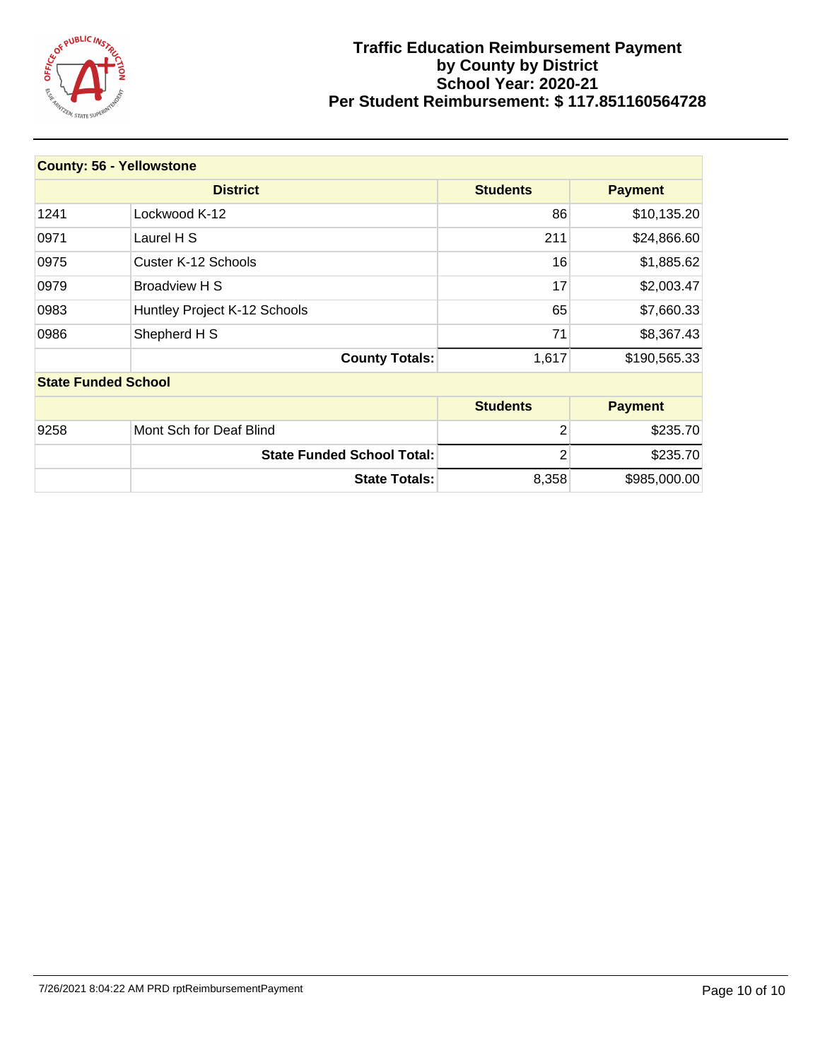# Traffic Education Reimbursement Payment by County by District School Year: 2020-21 Per Student Reimbursement: $ 117.851160564728

| County: 56 - Yellowstone | | | |
|---|---|---|---|
| District | | Students | Payment |
| 1241 | Lockwood K-12 | 86 | $10,135.20 |
| 0971 | Laurel H S | 211 | $24,866.60 |
| 0975 | Custer K-12 Schools | 16 | $1,885.62 |
| 0979 | Broadview H S | 17 | $2,003.47 |
| 0983 | Huntley Project K-12 Schools | 65 | $7,660.33 |
| 0986 | Shepherd H S | 71 | $8,367.43 |
| | **County Totals:** | 1,617 | $190,565.33 |
| **State Funded School** | | | |
| | | **Students** | **Payment** |
| 9258 | Mont Sch for Deaf Blind | 2 | $235.70 |
| | **State Funded School Total:** | 2 | $235.70 |
| | **State Totals:** | 8,358 | $985,000.00 |

7/26/2021 8:04:22 AM PRD rptReimbursementPayment